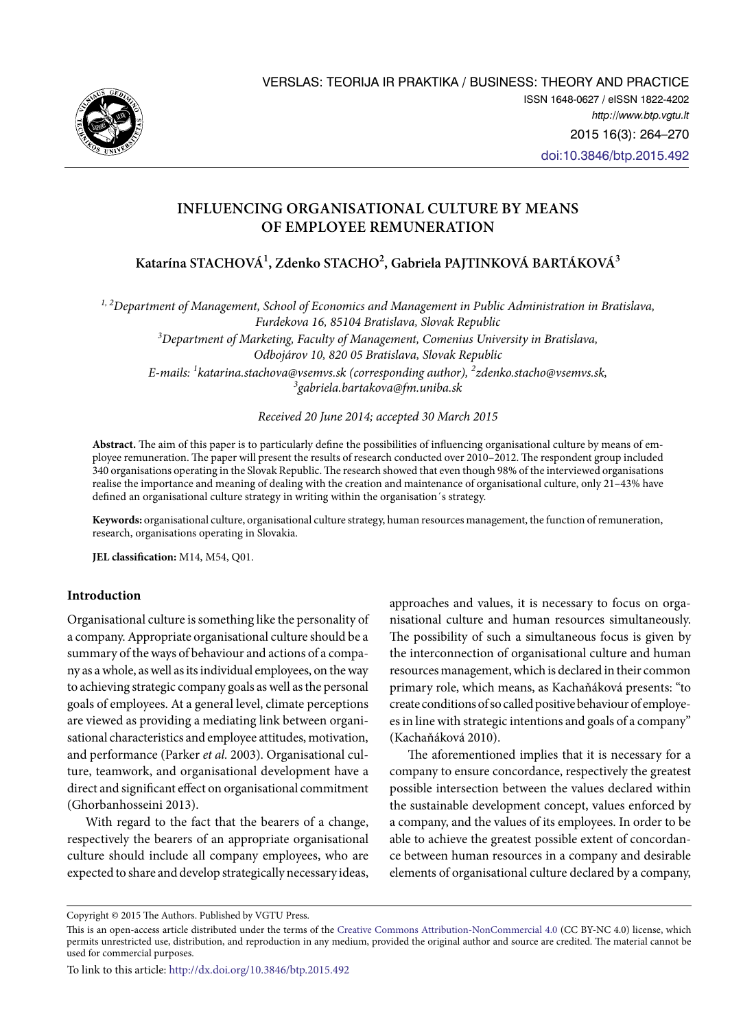# INFLUENCING ORGANISATIONAL CULTURE BY MEANS OF EMPLOYEE REMUNERATION

**Katarína STACHOVÁ[1], Zdenko STACHO[2], Gabriela PAJTINKOVÁ BARTÁKOVÁ[3]**

*[1, 2]Department of Management, School of Economics and Management in Public Administration in Bratislava, Furdekova 16, 85104 Bratislava, Slovak Republic*
*[3]Department of Marketing, Faculty of Management, Comenius University in Bratislava, Odbojárov 10, 820 05 Bratislava, Slovak Republic*
*E-mails: [1]katarina.stachova@vsemvs.sk (corresponding author), [2]zdenko.stacho@vsemvs.sk, [3]gabriela.bartakova@fm.uniba.sk*

*Received 20 June 2014; accepted 30 March 2015*

**Abstract.** The aim of this paper is to particularly define the possibilities of influencing organisational culture by means of employee remuneration. The paper will present the results of research conducted over 2010–2012. The respondent group included 340 organisations operating in the Slovak Republic. The research showed that even though 98% of the interviewed organisations realise the importance and meaning of dealing with the creation and maintenance of organisational culture, only 21–43% have defined an organisational culture strategy in writing within the organisation´s strategy.

**Keywords:** organisational culture, organisational culture strategy, human resources management, the function of remuneration, research, organisations operating in Slovakia.

**JEL classification:** M14, M54, Q01.

## Introduction

Organisational culture is something like the personality of a company. Appropriate organisational culture should be a summary of the ways of behaviour and actions of a company as a whole, as well as its individual employees, on the way to achieving strategic company goals as well as the personal goals of employees. At a general level, climate perceptions are viewed as providing a mediating link between organisational characteristics and employee attitudes, motivation, and performance (Parker *et al.* 2003). Organisational culture, teamwork, and organisational development have a direct and significant effect on organisational commitment (Ghorbanhosseini 2013).

With regard to the fact that the bearers of a change, respectively the bearers of an appropriate organisational culture should include all company employees, who are expected to share and develop strategically necessary ideas, approaches and values, it is necessary to focus on organisational culture and human resources simultaneously. The possibility of such a simultaneous focus is given by the interconnection of organisational culture and human resources management, which is declared in their common primary role, which means, as Kachaňáková presents: "to create conditions of so called positive behaviour of employees in line with strategic intentions and goals of a company" (Kachaňáková 2010).

The aforementioned implies that it is necessary for a company to ensure concordance, respectively the greatest possible intersection between the values declared within the sustainable development concept, values enforced by a company, and the values of its employees. In order to be able to achieve the greatest possible extent of concordance between human resources in a company and desirable elements of organisational culture declared by a company,

Copyright © 2015 The Authors. Published by VGTU Press.

This is an open-access article distributed under the terms of the Creative Commons Attribution-NonCommercial 4.0 (CC BY-NC 4.0) license, which permits unrestricted use, distribution, and reproduction in any medium, provided the original author and source are credited. The material cannot be used for commercial purposes.

To link to this article: http://dx.doi.org/10.3846/btp.2015.492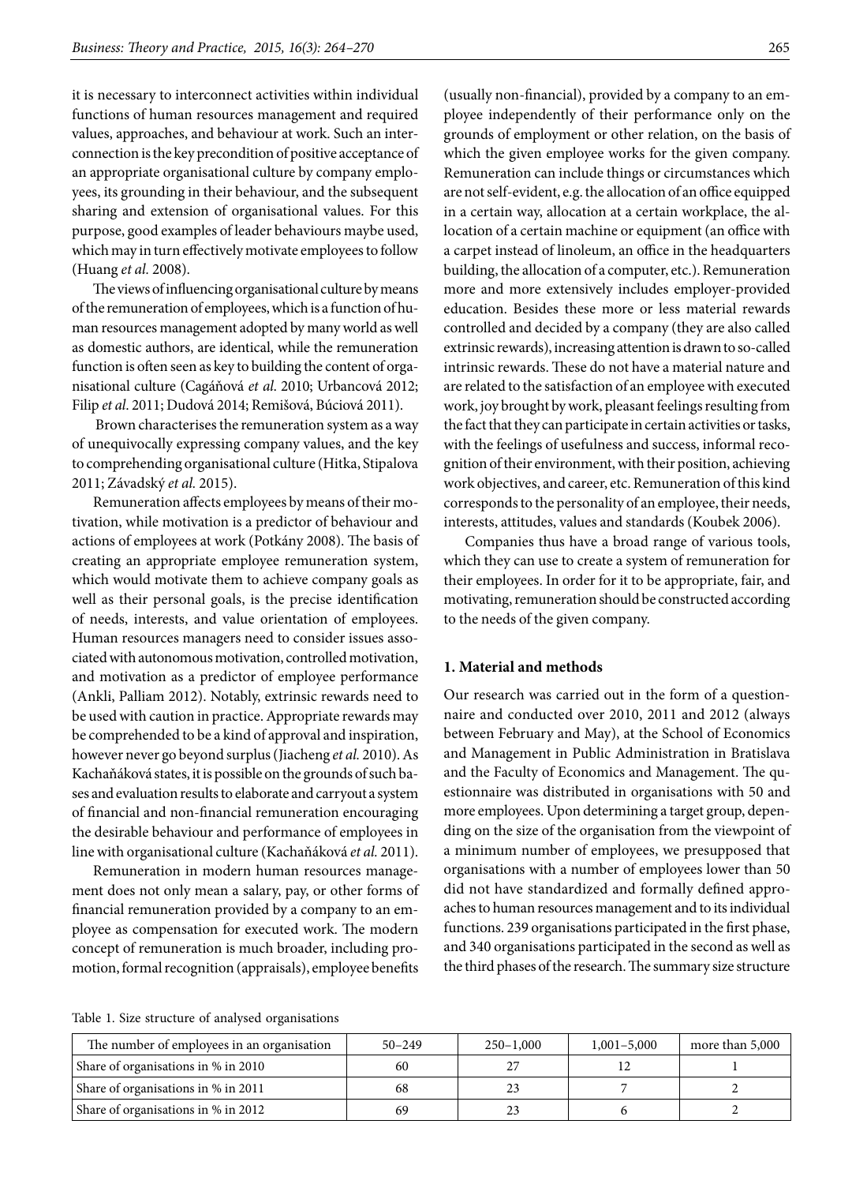it is necessary to interconnect activities within individual functions of human resources management and required values, approaches, and behaviour at work. Such an interconnection is the key precondition of positive acceptance of an appropriate organisational culture by company employees, its grounding in their behaviour, and the subsequent sharing and extension of organisational values. For this purpose, good examples of leader behaviours maybe used, which may in turn effectively motivate employees to follow (Huang *et al.* 2008).

The views of influencing organisational culture by means of the remuneration of employees, which is a function of human resources management adopted by many world as well as domestic authors, are identical, while the remuneration function is often seen as key to building the content of organisational culture (Cagáňová *et al.* 2010; Urbancová 2012; Filip *et al.* 2011; Dudová 2014; Remišová, Búciová 2011).

Brown characterises the remuneration system as a way of unequivocally expressing company values, and the key to comprehending organisational culture (Hitka, Stipalova 2011; Závadský *et al.* 2015).

Remuneration affects employees by means of their motivation, while motivation is a predictor of behaviour and actions of employees at work (Potkány 2008). The basis of creating an appropriate employee remuneration system, which would motivate them to achieve company goals as well as their personal goals, is the precise identification of needs, interests, and value orientation of employees. Human resources managers need to consider issues associated with autonomous motivation, controlled motivation, and motivation as a predictor of employee performance (Ankli, Palliam 2012). Notably, extrinsic rewards need to be used with caution in practice. Appropriate rewards may be comprehended to be a kind of approval and inspiration, however never go beyond surplus (Jiacheng *et al.* 2010). As Kachaňáková states, it is possible on the grounds of such bases and evaluation results to elaborate and carryout a system of financial and non-financial remuneration encouraging the desirable behaviour and performance of employees in line with organisational culture (Kachaňáková *et al.* 2011).

Remuneration in modern human resources management does not only mean a salary, pay, or other forms of financial remuneration provided by a company to an employee as compensation for executed work. The modern concept of remuneration is much broader, including promotion, formal recognition (appraisals), employee benefits (usually non-financial), provided by a company to an employee independently of their performance only on the grounds of employment or other relation, on the basis of which the given employee works for the given company. Remuneration can include things or circumstances which are not self-evident, e.g. the allocation of an office equipped in a certain way, allocation at a certain workplace, the allocation of a certain machine or equipment (an office with a carpet instead of linoleum, an office in the headquarters building, the allocation of a computer, etc.). Remuneration more and more extensively includes employer-provided education. Besides these more or less material rewards controlled and decided by a company (they are also called extrinsic rewards), increasing attention is drawn to so-called intrinsic rewards. These do not have a material nature and are related to the satisfaction of an employee with executed work, joy brought by work, pleasant feelings resulting from the fact that they can participate in certain activities or tasks, with the feelings of usefulness and success, informal recognition of their environment, with their position, achieving work objectives, and career, etc. Remuneration of this kind corresponds to the personality of an employee, their needs, interests, attitudes, values and standards (Koubek 2006).

Companies thus have a broad range of various tools, which they can use to create a system of remuneration for their employees. In order for it to be appropriate, fair, and motivating, remuneration should be constructed according to the needs of the given company.

## 1. Material and methods

Our research was carried out in the form of a questionnaire and conducted over 2010, 2011 and 2012 (always between February and May), at the School of Economics and Management in Public Administration in Bratislava and the Faculty of Economics and Management. The questionnaire was distributed in organisations with 50 and more employees. Upon determining a target group, depending on the size of the organisation from the viewpoint of a minimum number of employees, we presupposed that organisations with a number of employees lower than 50 did not have standardized and formally defined approaches to human resources management and to its individual functions. 239 organisations participated in the first phase, and 340 organisations participated in the second as well as the third phases of the research. The summary size structure

Table 1. Size structure of analysed organisations

| The number of employees in an organisation | 50–249 | 250–1,000 | 1,001–5,000 | more than 5,000 |
|---|---|---|---|---|
| Share of organisations in % in 2010 | 60 | 27 | 12 | 1 |
| Share of organisations in % in 2011 | 68 | 23 | 7 | 2 |
| Share of organisations in % in 2012 | 69 | 23 | 6 | 2 |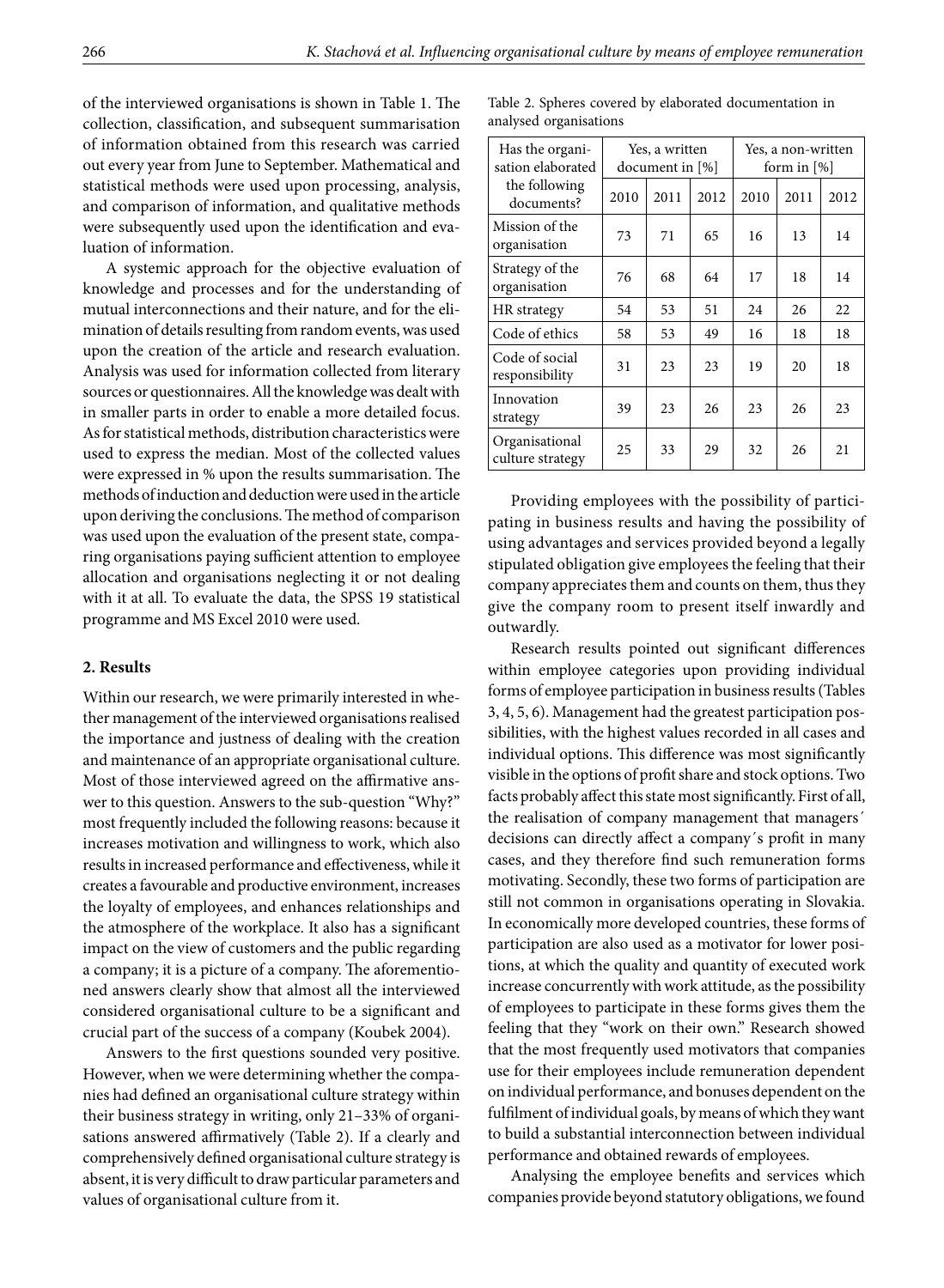of the interviewed organisations is shown in Table 1. The collection, classification, and subsequent summarisation of information obtained from this research was carried out every year from June to September. Mathematical and statistical methods were used upon processing, analysis, and comparison of information, and qualitative methods were subsequently used upon the identification and evaluation of information.

A systemic approach for the objective evaluation of knowledge and processes and for the understanding of mutual interconnections and their nature, and for the elimination of details resulting from random events, was used upon the creation of the article and research evaluation. Analysis was used for information collected from literary sources or questionnaires. All the knowledge was dealt with in smaller parts in order to enable a more detailed focus. As for statistical methods, distribution characteristics were used to express the median. Most of the collected values were expressed in % upon the results summarisation. The methods of induction and deduction were used in the article upon deriving the conclusions. The method of comparison was used upon the evaluation of the present state, comparing organisations paying sufficient attention to employee allocation and organisations neglecting it or not dealing with it at all. To evaluate the data, the SPSS 19 statistical programme and MS Excel 2010 were used.

## 2. Results

Within our research, we were primarily interested in whether management of the interviewed organisations realised the importance and justness of dealing with the creation and maintenance of an appropriate organisational culture. Most of those interviewed agreed on the affirmative answer to this question. Answers to the sub-question "Why?" most frequently included the following reasons: because it increases motivation and willingness to work, which also results in increased performance and effectiveness, while it creates a favourable and productive environment, increases the loyalty of employees, and enhances relationships and the atmosphere of the workplace. It also has a significant impact on the view of customers and the public regarding a company; it is a picture of a company. The aforementioned answers clearly show that almost all the interviewed considered organisational culture to be a significant and crucial part of the success of a company (Koubek 2004).

Answers to the first questions sounded very positive. However, when we were determining whether the companies had defined an organisational culture strategy within their business strategy in writing, only 21–33% of organisations answered affirmatively (Table 2). If a clearly and comprehensively defined organisational culture strategy is absent, it is very difficult to draw particular parameters and values of organisational culture from it.

Table 2. Spheres covered by elaborated documentation in analysed organisations

| Has the organisation elaborated the following documents? | Yes, a written document in [%] | | | Yes, a non-written form in [%] | | |
|---|---|---|---|---|---|---|
| | 2010 | 2011 | 2012 | 2010 | 2011 | 2012 |
| Mission of the organisation | 73 | 71 | 65 | 16 | 13 | 14 |
| Strategy of the organisation | 76 | 68 | 64 | 17 | 18 | 14 |
| HR strategy | 54 | 53 | 51 | 24 | 26 | 22 |
| Code of ethics | 58 | 53 | 49 | 16 | 18 | 18 |
| Code of social responsibility | 31 | 23 | 23 | 19 | 20 | 18 |
| Innovation strategy | 39 | 23 | 26 | 23 | 26 | 23 |
| Organisational culture strategy | 25 | 33 | 29 | 32 | 26 | 21 |

Providing employees with the possibility of participating in business results and having the possibility of using advantages and services provided beyond a legally stipulated obligation give employees the feeling that their company appreciates them and counts on them, thus they give the company room to present itself inwardly and outwardly.

Research results pointed out significant differences within employee categories upon providing individual forms of employee participation in business results (Tables 3, 4, 5, 6). Management had the greatest participation possibilities, with the highest values recorded in all cases and individual options. This difference was most significantly visible in the options of profit share and stock options. Two facts probably affect this state most significantly. First of all, the realisation of company management that managers´ decisions can directly affect a company´s profit in many cases, and they therefore find such remuneration forms motivating. Secondly, these two forms of participation are still not common in organisations operating in Slovakia. In economically more developed countries, these forms of participation are also used as a motivator for lower positions, at which the quality and quantity of executed work increase concurrently with work attitude, as the possibility of employees to participate in these forms gives them the feeling that they "work on their own." Research showed that the most frequently used motivators that companies use for their employees include remuneration dependent on individual performance, and bonuses dependent on the fulfilment of individual goals, by means of which they want to build a substantial interconnection between individual performance and obtained rewards of employees.

Analysing the employee benefits and services which companies provide beyond statutory obligations, we found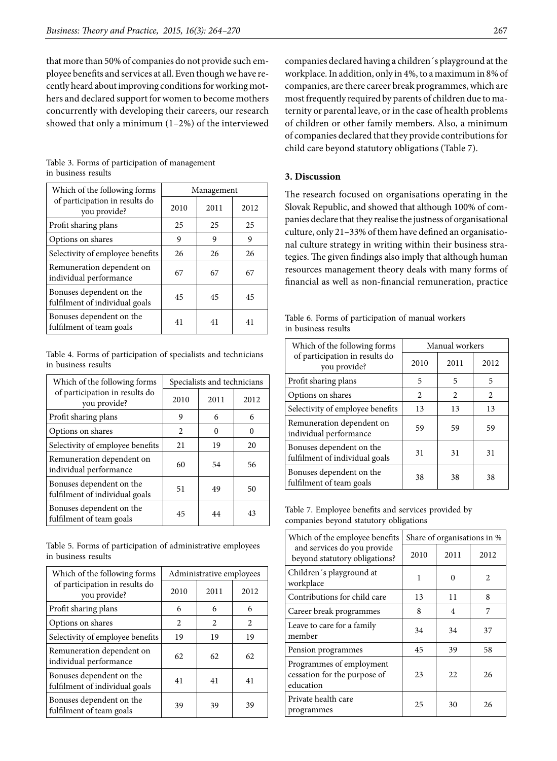that more than 50% of companies do not provide such employee benefits and services at all. Even though we have recently heard about improving conditions for working mothers and declared support for women to become mothers concurrently with developing their careers, our research showed that only a minimum (1–2%) of the interviewed companies declared having a children´s playground at the workplace. In addition, only in 4%, to a maximum in 8% of companies, are there career break programmes, which are most frequently required by parents of children due to maternity or parental leave, or in the case of health problems of children or other family members. Also, a minimum of companies declared that they provide contributions for child care beyond statutory obligations (Table 7).

Table 3. Forms of participation of management in business results

| Which of the following forms of participation in results do you provide? | Management | | |
|---|---|---|---|
| | 2010 | 2011 | 2012 |
| Profit sharing plans | 25 | 25 | 25 |
| Options on shares | 9 | 9 | 9 |
| Selectivity of employee benefits | 26 | 26 | 26 |
| Remuneration dependent on individual performance | 67 | 67 | 67 |
| Bonuses dependent on the fulfilment of individual goals | 45 | 45 | 45 |
| Bonuses dependent on the fulfilment of team goals | 41 | 41 | 41 |

Table 4. Forms of participation of specialists and technicians in business results

| Which of the following forms of participation in results do you provide? | Specialists and technicians | | |
|---|---|---|---|
| | 2010 | 2011 | 2012 |
| Profit sharing plans | 9 | 6 | 6 |
| Options on shares | 2 | 0 | 0 |
| Selectivity of employee benefits | 21 | 19 | 20 |
| Remuneration dependent on individual performance | 60 | 54 | 56 |
| Bonuses dependent on the fulfilment of individual goals | 51 | 49 | 50 |
| Bonuses dependent on the fulfilment of team goals | 45 | 44 | 43 |

Table 5. Forms of participation of administrative employees in business results

| Which of the following forms of participation in results do you provide? | Administrative employees | | |
|---|---|---|---|
| | 2010 | 2011 | 2012 |
| Profit sharing plans | 6 | 6 | 6 |
| Options on shares | 2 | 2 | 2 |
| Selectivity of employee benefits | 19 | 19 | 19 |
| Remuneration dependent on individual performance | 62 | 62 | 62 |
| Bonuses dependent on the fulfilment of individual goals | 41 | 41 | 41 |
| Bonuses dependent on the fulfilment of team goals | 39 | 39 | 39 |

## 3. Discussion

The research focused on organisations operating in the Slovak Republic, and showed that although 100% of companies declare that they realise the justness of organisational culture, only 21–33% of them have defined an organisational culture strategy in writing within their business strategies. The given findings also imply that although human resources management theory deals with many forms of financial as well as non-financial remuneration, practice

Table 6. Forms of participation of manual workers in business results

| Which of the following forms of participation in results do you provide? | Manual workers | | |
|---|---|---|---|
| | 2010 | 2011 | 2012 |
| Profit sharing plans | 5 | 5 | 5 |
| Options on shares | 2 | 2 | 2 |
| Selectivity of employee benefits | 13 | 13 | 13 |
| Remuneration dependent on individual performance | 59 | 59 | 59 |
| Bonuses dependent on the fulfilment of individual goals | 31 | 31 | 31 |
| Bonuses dependent on the fulfilment of team goals | 38 | 38 | 38 |

Table 7. Employee benefits and services provided by companies beyond statutory obligations

| Which of the employee benefits and services do you provide beyond statutory obligations? | Share of organisations in % | | |
|---|---|---|---|
| | 2010 | 2011 | 2012 |
| Children´s playground at workplace | 1 | 0 | 2 |
| Contributions for child care | 13 | 11 | 8 |
| Career break programmes | 8 | 4 | 7 |
| Leave to care for a family member | 34 | 34 | 37 |
| Pension programmes | 45 | 39 | 58 |
| Programmes of employment cessation for the purpose of education | 23 | 22 | 26 |
| Private health care programmes | 25 | 30 | 26 |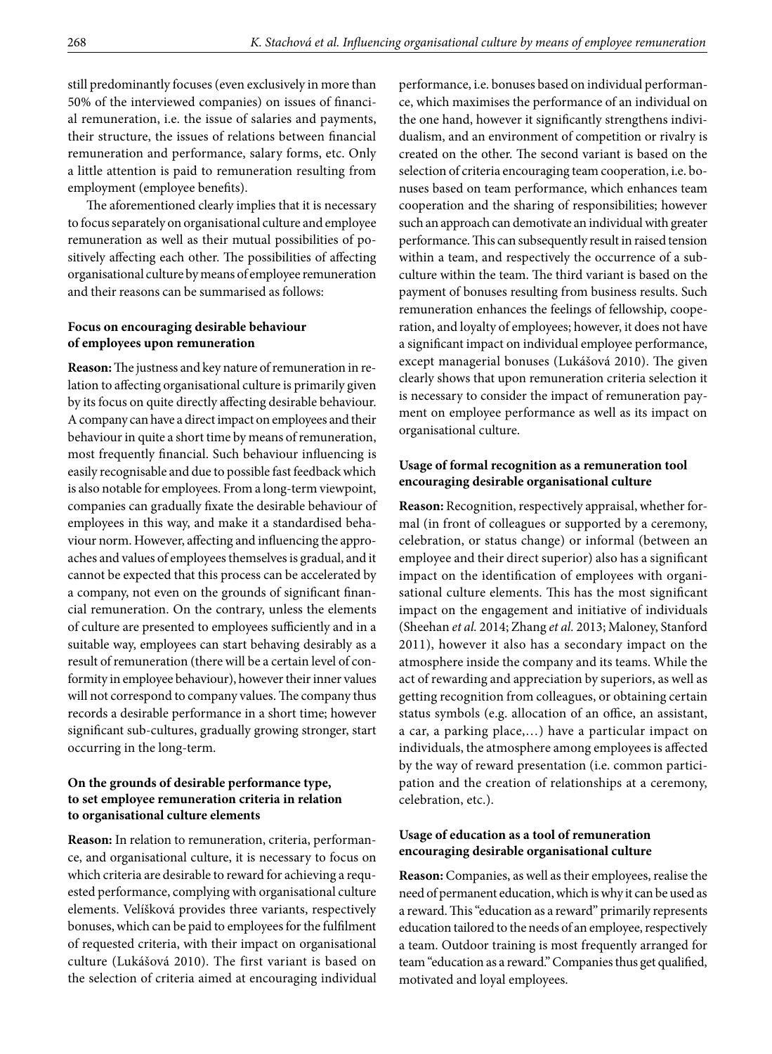still predominantly focuses (even exclusively in more than 50% of the interviewed companies) on issues of financial remuneration, i.e. the issue of salaries and payments, their structure, the issues of relations between financial remuneration and performance, salary forms, etc. Only a little attention is paid to remuneration resulting from employment (employee benefits).

The aforementioned clearly implies that it is necessary to focus separately on organisational culture and employee remuneration as well as their mutual possibilities of positively affecting each other. The possibilities of affecting organisational culture by means of employee remuneration and their reasons can be summarised as follows:

**Focus on encouraging desirable behaviour of employees upon remuneration**

**Reason:** The justness and key nature of remuneration in relation to affecting organisational culture is primarily given by its focus on quite directly affecting desirable behaviour. A company can have a direct impact on employees and their behaviour in quite a short time by means of remuneration, most frequently financial. Such behaviour influencing is easily recognisable and due to possible fast feedback which is also notable for employees. From a long-term viewpoint, companies can gradually fixate the desirable behaviour of employees in this way, and make it a standardised behaviour norm. However, affecting and influencing the approaches and values of employees themselves is gradual, and it cannot be expected that this process can be accelerated by a company, not even on the grounds of significant financial remuneration. On the contrary, unless the elements of culture are presented to employees sufficiently and in a suitable way, employees can start behaving desirably as a result of remuneration (there will be a certain level of conformity in employee behaviour), however their inner values will not correspond to company values. The company thus records a desirable performance in a short time; however significant sub-cultures, gradually growing stronger, start occurring in the long-term.

**On the grounds of desirable performance type, to set employee remuneration criteria in relation to organisational culture elements**

**Reason:** In relation to remuneration, criteria, performance, and organisational culture, it is necessary to focus on which criteria are desirable to reward for achieving a requested performance, complying with organisational culture elements. Velíšková provides three variants, respectively bonuses, which can be paid to employees for the fulfilment of requested criteria, with their impact on organisational culture (Lukášová 2010). The first variant is based on the selection of criteria aimed at encouraging individual performance, i.e. bonuses based on individual performance, which maximises the performance of an individual on the one hand, however it significantly strengthens individualism, and an environment of competition or rivalry is created on the other. The second variant is based on the selection of criteria encouraging team cooperation, i.e. bonuses based on team performance, which enhances team cooperation and the sharing of responsibilities; however such an approach can demotivate an individual with greater performance. This can subsequently result in raised tension within a team, and respectively the occurrence of a subculture within the team. The third variant is based on the payment of bonuses resulting from business results. Such remuneration enhances the feelings of fellowship, cooperation, and loyalty of employees; however, it does not have a significant impact on individual employee performance, except managerial bonuses (Lukášová 2010). The given clearly shows that upon remuneration criteria selection it is necessary to consider the impact of remuneration payment on employee performance as well as its impact on organisational culture.

**Usage of formal recognition as a remuneration tool encouraging desirable organisational culture**

**Reason:** Recognition, respectively appraisal, whether formal (in front of colleagues or supported by a ceremony, celebration, or status change) or informal (between an employee and their direct superior) also has a significant impact on the identification of employees with organisational culture elements. This has the most significant impact on the engagement and initiative of individuals (Sheehan *et al.* 2014; Zhang *et al.* 2013; Maloney, Stanford 2011), however it also has a secondary impact on the atmosphere inside the company and its teams. While the act of rewarding and appreciation by superiors, as well as getting recognition from colleagues, or obtaining certain status symbols (e.g. allocation of an office, an assistant, a car, a parking place,…) have a particular impact on individuals, the atmosphere among employees is affected by the way of reward presentation (i.e. common participation and the creation of relationships at a ceremony, celebration, etc.).

**Usage of education as a tool of remuneration encouraging desirable organisational culture**

**Reason:** Companies, as well as their employees, realise the need of permanent education, which is why it can be used as a reward. This "education as a reward" primarily represents education tailored to the needs of an employee, respectively a team. Outdoor training is most frequently arranged for team "education as a reward." Companies thus get qualified, motivated and loyal employees.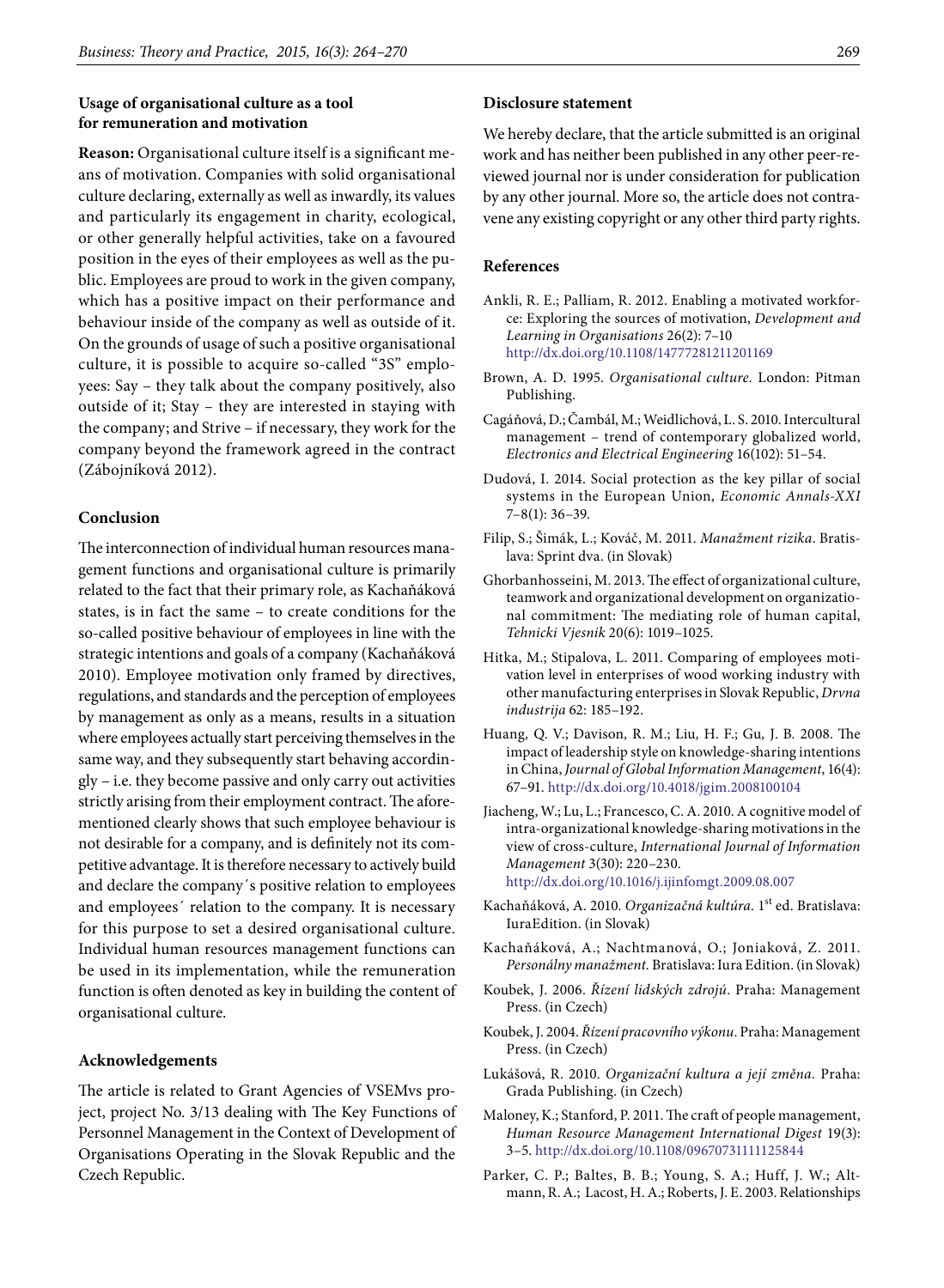### Usage of organisational culture as a tool for remuneration and motivation

**Reason:** Organisational culture itself is a significant means of motivation. Companies with solid organisational culture declaring, externally as well as inwardly, its values and particularly its engagement in charity, ecological, or other generally helpful activities, take on a favoured position in the eyes of their employees as well as the public. Employees are proud to work in the given company, which has a positive impact on their performance and behaviour inside of the company as well as outside of it. On the grounds of usage of such a positive organisational culture, it is possible to acquire so-called "3S" employees: Say – they talk about the company positively, also outside of it; Stay – they are interested in staying with the company; and Strive – if necessary, they work for the company beyond the framework agreed in the contract (Zábojníková 2012).

## Conclusion

The interconnection of individual human resources management functions and organisational culture is primarily related to the fact that their primary role, as Kachaňáková states, is in fact the same – to create conditions for the so-called positive behaviour of employees in line with the strategic intentions and goals of a company (Kachaňáková 2010). Employee motivation only framed by directives, regulations, and standards and the perception of employees by management as only as a means, results in a situation where employees actually start perceiving themselves in the same way, and they subsequently start behaving accordingly – i.e. they become passive and only carry out activities strictly arising from their employment contract. The aforementioned clearly shows that such employee behaviour is not desirable for a company, and is definitely not its competitive advantage. It is therefore necessary to actively build and declare the company´s positive relation to employees and employees´ relation to the company. It is necessary for this purpose to set a desired organisational culture. Individual human resources management functions can be used in its implementation, while the remuneration function is often denoted as key in building the content of organisational culture.

## Acknowledgements

The article is related to Grant Agencies of VSEMvs project, project No. 3/13 dealing with The Key Functions of Personnel Management in the Context of Development of Organisations Operating in the Slovak Republic and the Czech Republic.

## Disclosure statement

We hereby declare, that the article submitted is an original work and has neither been published in any other peer-reviewed journal nor is under consideration for publication by any other journal. More so, the article does not contravene any existing copyright or any other third party rights.

## References

Ankli, R. E.; Palliam, R. 2012. Enabling a motivated workforce: Exploring the sources of motivation, *Development and Learning in Organisations* 26(2): 7–10 http://dx.doi.org/10.1108/14777281211201169

Brown, A. D. 1995. *Organisational culture*. London: Pitman Publishing.

Cagáňová, D.; Čambál, M.; Weidlichová, L. S. 2010. Intercultural management – trend of contemporary globalized world, *Electronics and Electrical Engineering* 16(102): 51–54.

Dudová, I. 2014. Social protection as the key pillar of social systems in the European Union, *Economic Annals-XXI* 7–8(1): 36–39.

Filip, S.; Šimák, L.; Kováč, M. 2011. *Manažment rizika*. Bratislava: Sprint dva. (in Slovak)

Ghorbanhosseini, M. 2013. The effect of organizational culture, teamwork and organizational development on organizational commitment: The mediating role of human capital, *Tehnicki Vjesnik* 20(6): 1019–1025.

Hitka, M.; Stipalova, L. 2011. Comparing of employees motivation level in enterprises of wood working industry with other manufacturing enterprises in Slovak Republic, *Drvna industrija* 62: 185–192.

Huang, Q. V.; Davison, R. M.; Liu, H. F.; Gu, J. B. 2008. The impact of leadership style on knowledge-sharing intentions in China, *Journal of Global Information Management*, 16(4): 67–91. http://dx.doi.org/10.4018/jgim.2008100104

Jiacheng, W.; Lu, L.; Francesco, C. A. 2010. A cognitive model of intra-organizational knowledge-sharing motivations in the view of cross-culture, *International Journal of Information Management* 3(30): 220–230. http://dx.doi.org/10.1016/j.ijinfomgt.2009.08.007

Kachaňáková, A. 2010. *Organizačná kultúra*. 1st ed. Bratislava: IuraEdition. (in Slovak)

Kachaňáková, A.; Nachtmanová, O.; Joniaková, Z. 2011. *Personálny manažment*. Bratislava: Iura Edition. (in Slovak)

Koubek, J. 2006. *Řízení lidských zdrojú*. Praha: Management Press. (in Czech)

Koubek, J. 2004. *Řízení pracovního výkonu*. Praha: Management Press. (in Czech)

Lukášová, R. 2010. *Organizační kultura a její změna*. Praha: Grada Publishing. (in Czech)

Maloney, K.; Stanford, P. 2011. The craft of people management, *Human Resource Management International Digest* 19(3): 3–5. http://dx.doi.org/10.1108/09670731111125844

Parker, C. P.; Baltes, B. B.; Young, S. A.; Huff, J. W.; Altmann, R. A.; Lacost, H. A.; Roberts, J. E. 2003. Relationships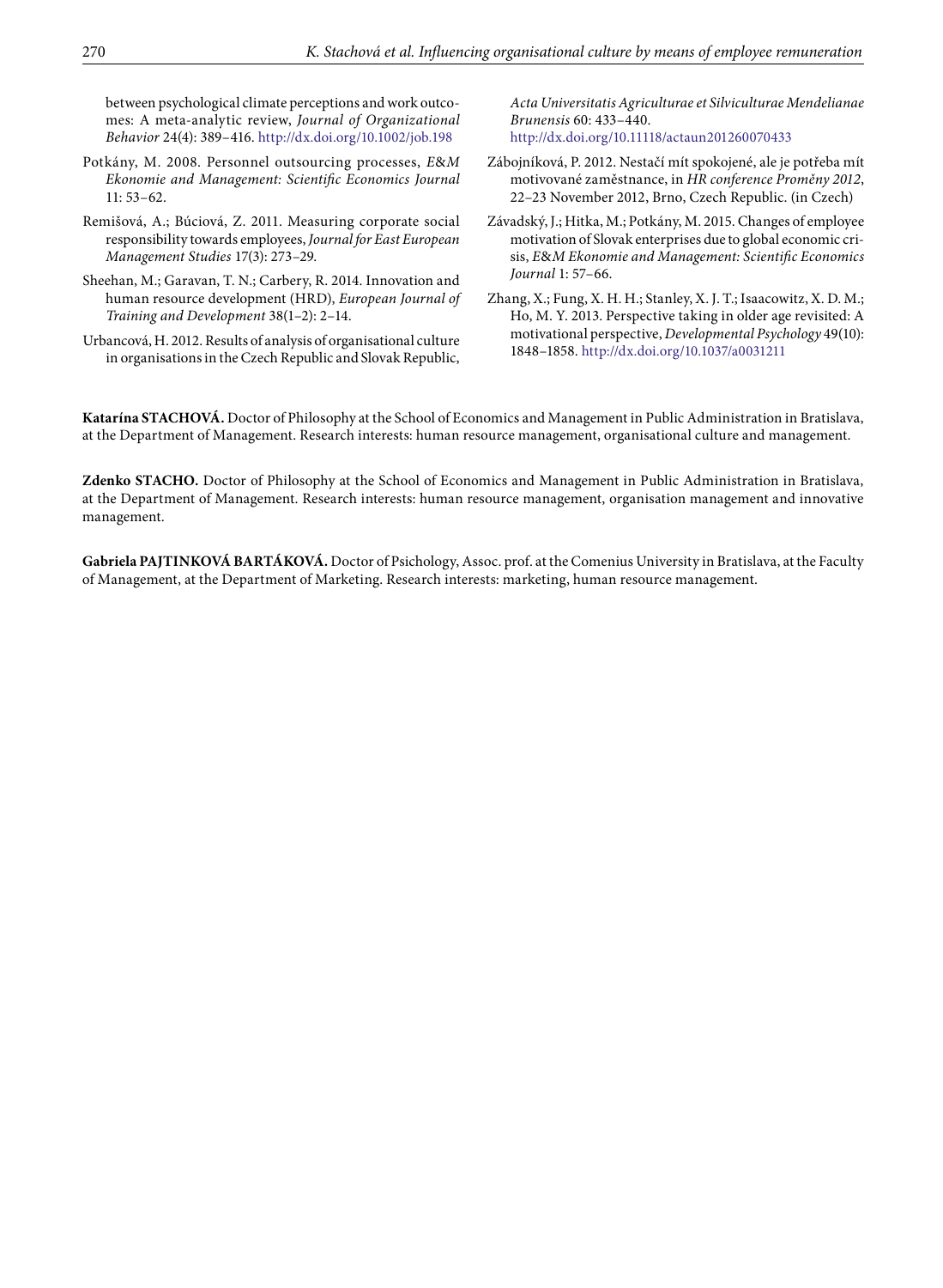between psychological climate perceptions and work outcomes: A meta-analytic review, *Journal of Organizational Behavior* 24(4): 389–416. http://dx.doi.org/10.1002/job.198

Potkány, M. 2008. Personnel outsourcing processes, *E&M Ekonomie and Management: Scientific Economics Journal* 11: 53–62.

Remišová, A.; Búciová, Z. 2011. Measuring corporate social responsibility towards employees, *Journal for East European Management Studies* 17(3): 273–29.

Sheehan, M.; Garavan, T. N.; Carbery, R. 2014. Innovation and human resource development (HRD), *European Journal of Training and Development* 38(1–2): 2–14.

Urbancová, H. 2012. Results of analysis of organisational culture in organisations in the Czech Republic and Slovak Republic, *Acta Universitatis Agriculturae et Silviculturae Mendelianae Brunensis* 60: 433–440. http://dx.doi.org/10.11118/actaun201260070433

Zábojníková, P. 2012. Nestačí mít spokojené, ale je potřeba mít motivované zaměstnance, in *HR conference Proměny 2012*, 22–23 November 2012, Brno, Czech Republic. (in Czech)

Závadský, J.; Hitka, M.; Potkány, M. 2015. Changes of employee motivation of Slovak enterprises due to global economic crisis, *E&M Ekonomie and Management: Scientific Economics Journal* 1: 57–66.

Zhang, X.; Fung, X. H. H.; Stanley, X. J. T.; Isaacowitz, X. D. M.; Ho, M. Y. 2013. Perspective taking in older age revisited: A motivational perspective, *Developmental Psychology* 49(10): 1848–1858. http://dx.doi.org/10.1037/a0031211

**Katarína STACHOVÁ.** Doctor of Philosophy at the School of Economics and Management in Public Administration in Bratislava, at the Department of Management. Research interests: human resource management, organisational culture and management.

**Zdenko STACHO.** Doctor of Philosophy at the School of Economics and Management in Public Administration in Bratislava, at the Department of Management. Research interests: human resource management, organisation management and innovative management.

**Gabriela PAJTINKOVÁ BARTÁKOVÁ.** Doctor of Psichology, Assoc. prof. at the Comenius University in Bratislava, at the Faculty of Management, at the Department of Marketing. Research interests: marketing, human resource management.